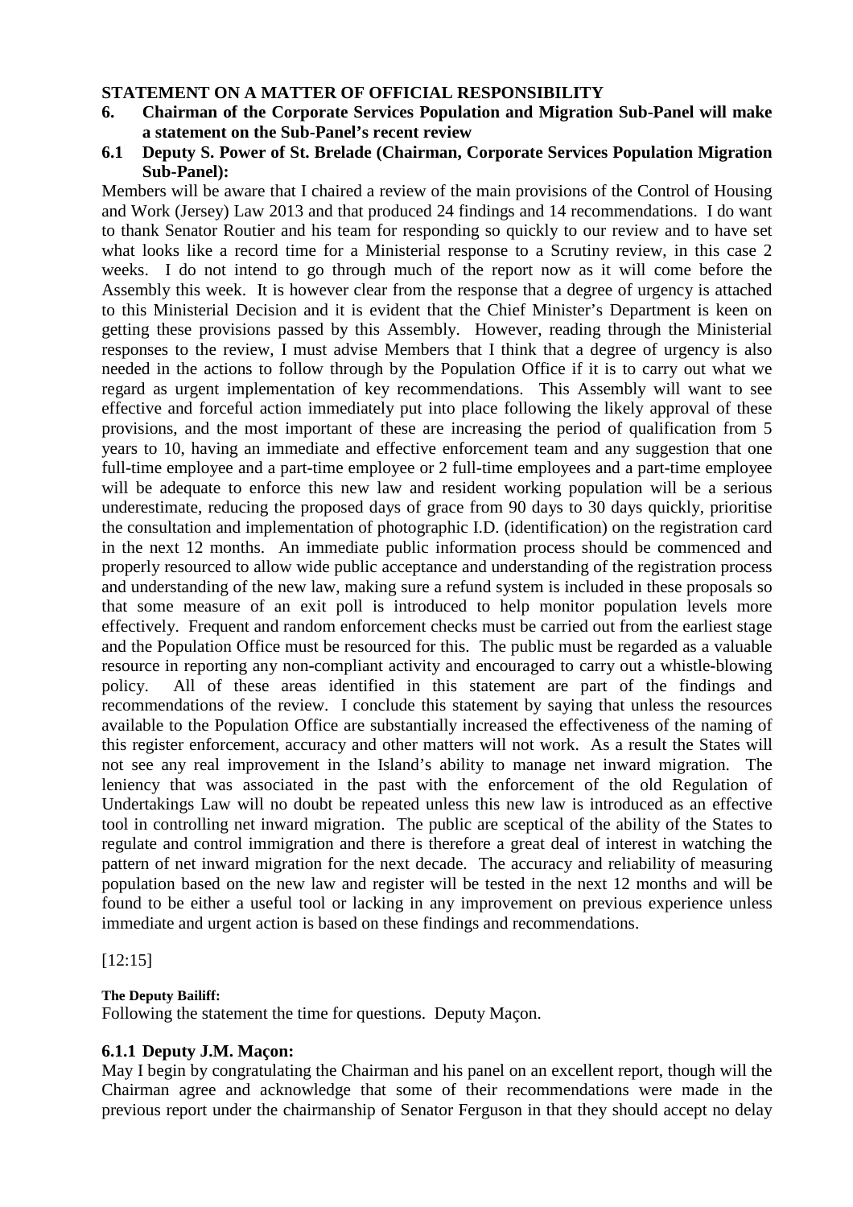**STATEMENT ON A MATTER OF OFFICIAL RESPONSIBILITY**

**6. Chairman of the Corporate Services Population and Migration Sub-Panel will make a statement on the Sub-Panel's recent review**

**6.1 Deputy S. Power of St. Brelade (Chairman, Corporate Services Population Migration Sub-Panel):**

Members will be aware that I chaired a review of the main provisions of the Control of Housing and Work (Jersey) Law 2013 and that produced 24 findings and 14 recommendations. I do want to thank Senator Routier and his team for responding so quickly to our review and to have set what looks like a record time for a Ministerial response to a Scrutiny review, in this case 2 weeks. I do not intend to go through much of the report now as it will come before the Assembly this week. It is however clear from the response that a degree of urgency is attached to this Ministerial Decision and it is evident that the Chief Minister's Department is keen on getting these provisions passed by this Assembly. However, reading through the Ministerial responses to the review, I must advise Members that I think that a degree of urgency is also needed in the actions to follow through by the Population Office if it is to carry out what we regard as urgent implementation of key recommendations. This Assembly will want to see effective and forceful action immediately put into place following the likely approval of these provisions, and the most important of these are increasing the period of qualification from 5 years to 10, having an immediate and effective enforcement team and any suggestion that one full-time employee and a part-time employee or 2 full-time employees and a part-time employee will be adequate to enforce this new law and resident working population will be a serious underestimate, reducing the proposed days of grace from 90 days to 30 days quickly, prioritise the consultation and implementation of photographic I.D. (identification) on the registration card in the next 12 months. An immediate public information process should be commenced and properly resourced to allow wide public acceptance and understanding of the registration process and understanding of the new law, making sure a refund system is included in these proposals so that some measure of an exit poll is introduced to help monitor population levels more effectively. Frequent and random enforcement checks must be carried out from the earliest stage and the Population Office must be resourced for this. The public must be regarded as a valuable resource in reporting any non-compliant activity and encouraged to carry out a whistle-blowing policy. All of these areas identified in this statement are part of the findings and recommendations of the review. I conclude this statement by saying that unless the resources available to the Population Office are substantially increased the effectiveness of the naming of this register enforcement, accuracy and other matters will not work. As a result the States will not see any real improvement in the Island's ability to manage net inward migration. The leniency that was associated in the past with the enforcement of the old Regulation of Undertakings Law will no doubt be repeated unless this new law is introduced as an effective tool in controlling net inward migration. The public are sceptical of the ability of the States to regulate and control immigration and there is therefore a great deal of interest in watching the pattern of net inward migration for the next decade. The accuracy and reliability of measuring population based on the new law and register will be tested in the next 12 months and will be found to be either a useful tool or lacking in any improvement on previous experience unless immediate and urgent action is based on these findings and recommendations.

[12:15]

**The Deputy Bailiff:**

Following the statement the time for questions. Deputy Maçon.

**6.1.1 Deputy J.M. Maçon:**

May I begin by congratulating the Chairman and his panel on an excellent report, though will the Chairman agree and acknowledge that some of their recommendations were made in the previous report under the chairmanship of Senator Ferguson in that they should accept no delay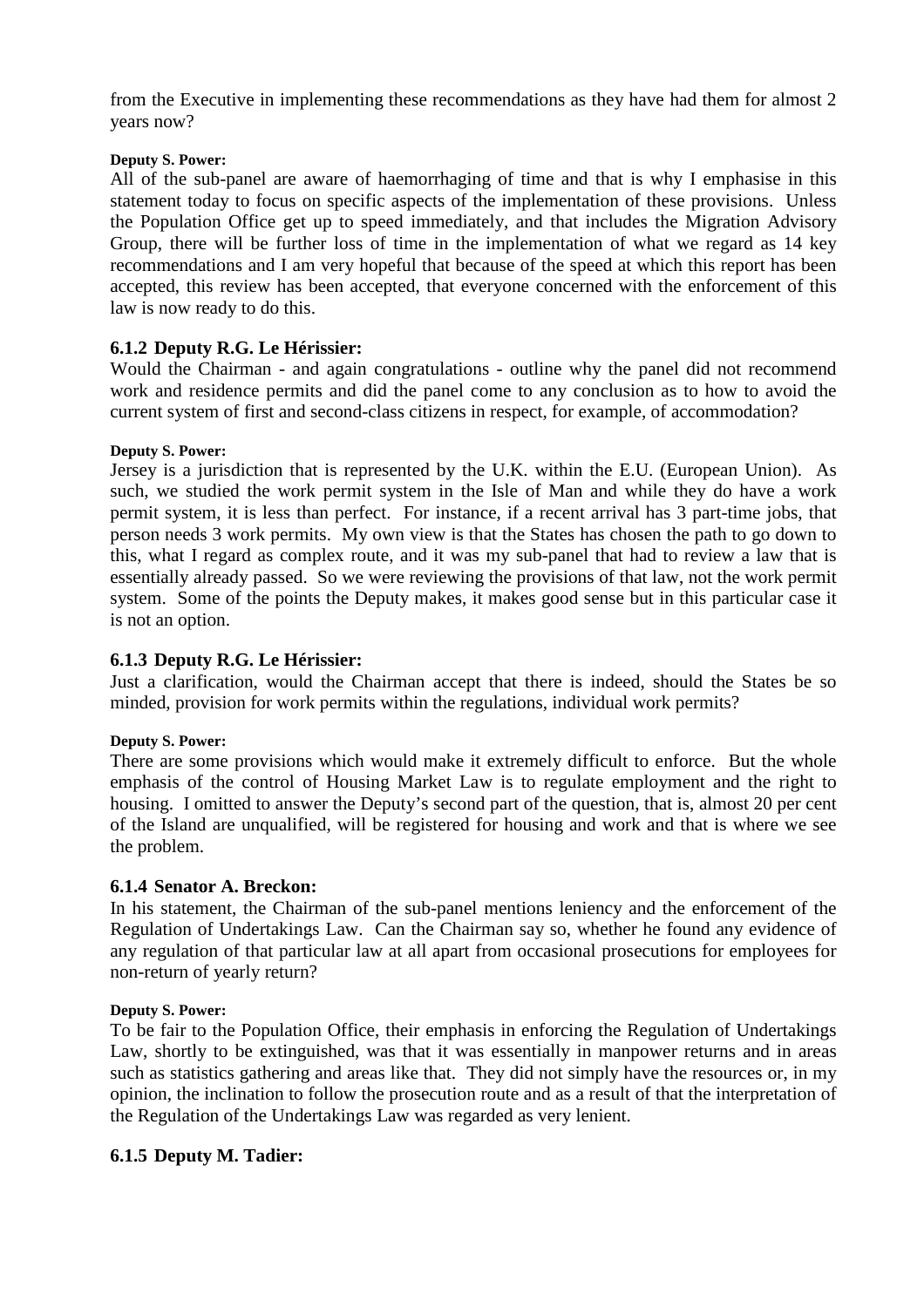from the Executive in implementing these recommendations as they have had them for almost 2 years now?

**Deputy S. Power:**

All of the sub-panel are aware of haemorrhaging of time and that is why I emphasise in this statement today to focus on specific aspects of the implementation of these provisions. Unless the Population Office get up to speed immediately, and that includes the Migration Advisory Group, there will be further loss of time in the implementation of what we regard as 14 key recommendations and I am very hopeful that because of the speed at which this report has been accepted, this review has been accepted, that everyone concerned with the enforcement of this law is now ready to do this.

### 6.1.2 Deputy R.G. Le Hérissier:

Would the Chairman - and again congratulations - outline why the panel did not recommend work and residence permits and did the panel come to any conclusion as to how to avoid the current system of first and second-class citizens in respect, for example, of accommodation?

**Deputy S. Power:**

Jersey is a jurisdiction that is represented by the U.K. within the E.U. (European Union). As such, we studied the work permit system in the Isle of Man and while they do have a work permit system, it is less than perfect. For instance, if a recent arrival has 3 part-time jobs, that person needs 3 work permits. My own view is that the States has chosen the path to go down to this, what I regard as complex route, and it was my sub-panel that had to review a law that is essentially already passed. So we were reviewing the provisions of that law, not the work permit system. Some of the points the Deputy makes, it makes good sense but in this particular case it is not an option.

### 6.1.3 Deputy R.G. Le Hérissier:

Just a clarification, would the Chairman accept that there is indeed, should the States be so minded, provision for work permits within the regulations, individual work permits?

**Deputy S. Power:**

There are some provisions which would make it extremely difficult to enforce. But the whole emphasis of the control of Housing Market Law is to regulate employment and the right to housing. I omitted to answer the Deputy's second part of the question, that is, almost 20 per cent of the Island are unqualified, will be registered for housing and work and that is where we see the problem.

### 6.1.4 Senator A. Breckon:

In his statement, the Chairman of the sub-panel mentions leniency and the enforcement of the Regulation of Undertakings Law. Can the Chairman say so, whether he found any evidence of any regulation of that particular law at all apart from occasional prosecutions for employees for non-return of yearly return?

**Deputy S. Power:**

To be fair to the Population Office, their emphasis in enforcing the Regulation of Undertakings Law, shortly to be extinguished, was that it was essentially in manpower returns and in areas such as statistics gathering and areas like that. They did not simply have the resources or, in my opinion, the inclination to follow the prosecution route and as a result of that the interpretation of the Regulation of the Undertakings Law was regarded as very lenient.

### 6.1.5 Deputy M. Tadier: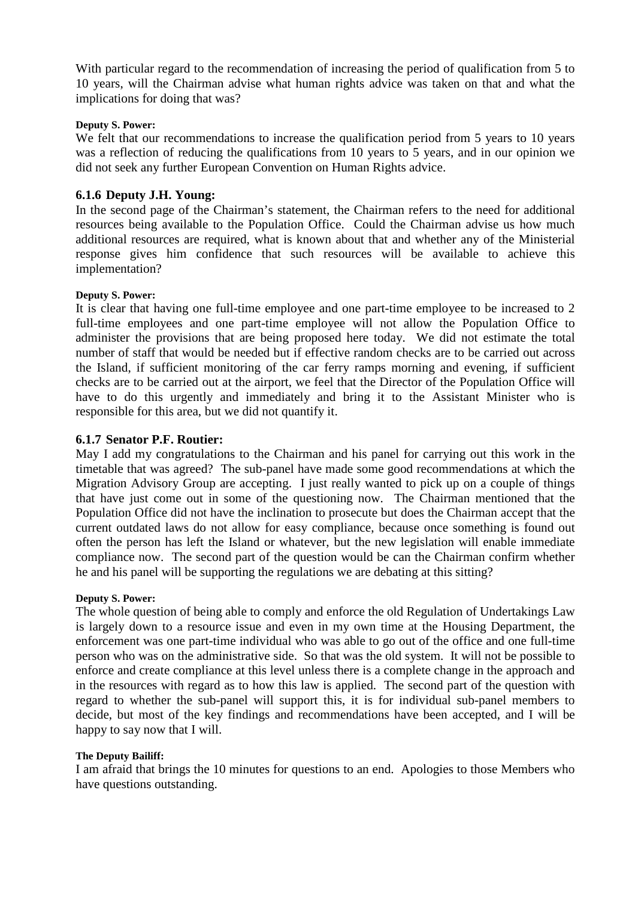With particular regard to the recommendation of increasing the period of qualification from 5 to 10 years, will the Chairman advise what human rights advice was taken on that and what the implications for doing that was?

**Deputy S. Power:**

We felt that our recommendations to increase the qualification period from 5 years to 10 years was a reflection of reducing the qualifications from 10 years to 5 years, and in our opinion we did not seek any further European Convention on Human Rights advice.

### 6.1.6 Deputy J.H. Young:

In the second page of the Chairman's statement, the Chairman refers to the need for additional resources being available to the Population Office. Could the Chairman advise us how much additional resources are required, what is known about that and whether any of the Ministerial response gives him confidence that such resources will be available to achieve this implementation?

**Deputy S. Power:**

It is clear that having one full-time employee and one part-time employee to be increased to 2 full-time employees and one part-time employee will not allow the Population Office to administer the provisions that are being proposed here today. We did not estimate the total number of staff that would be needed but if effective random checks are to be carried out across the Island, if sufficient monitoring of the car ferry ramps morning and evening, if sufficient checks are to be carried out at the airport, we feel that the Director of the Population Office will have to do this urgently and immediately and bring it to the Assistant Minister who is responsible for this area, but we did not quantify it.

### 6.1.7 Senator P.F. Routier:

May I add my congratulations to the Chairman and his panel for carrying out this work in the timetable that was agreed? The sub-panel have made some good recommendations at which the Migration Advisory Group are accepting. I just really wanted to pick up on a couple of things that have just come out in some of the questioning now. The Chairman mentioned that the Population Office did not have the inclination to prosecute but does the Chairman accept that the current outdated laws do not allow for easy compliance, because once something is found out often the person has left the Island or whatever, but the new legislation will enable immediate compliance now. The second part of the question would be can the Chairman confirm whether he and his panel will be supporting the regulations we are debating at this sitting?

**Deputy S. Power:**

The whole question of being able to comply and enforce the old Regulation of Undertakings Law is largely down to a resource issue and even in my own time at the Housing Department, the enforcement was one part-time individual who was able to go out of the office and one full-time person who was on the administrative side. So that was the old system. It will not be possible to enforce and create compliance at this level unless there is a complete change in the approach and in the resources with regard as to how this law is applied. The second part of the question with regard to whether the sub-panel will support this, it is for individual sub-panel members to decide, but most of the key findings and recommendations have been accepted, and I will be happy to say now that I will.

**The Deputy Bailiff:**

I am afraid that brings the 10 minutes for questions to an end. Apologies to those Members who have questions outstanding.